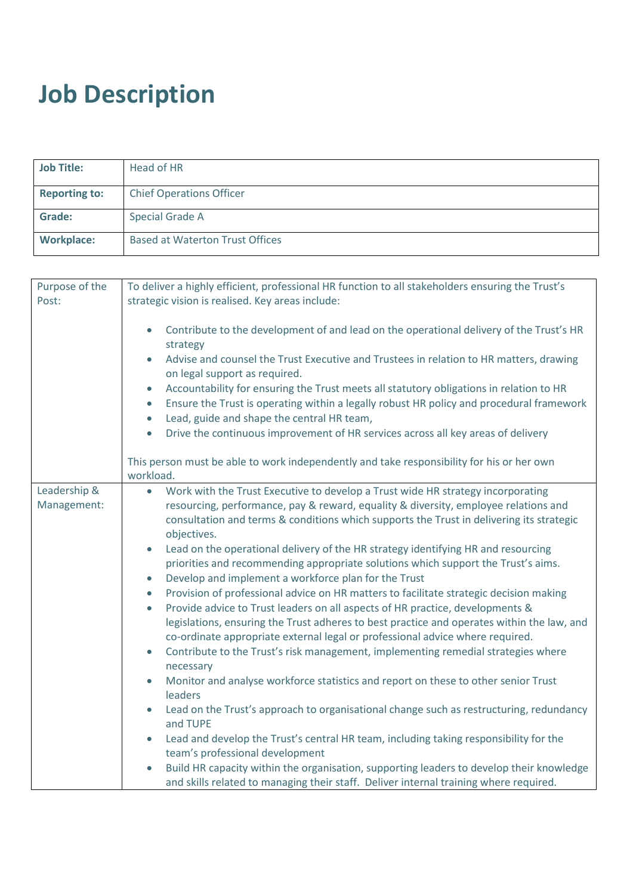# Job Description

| | |
|---|---|
| **Job Title:** | Head of HR |
| **Reporting to:** | Chief Operations Officer |
| **Grade:** | Special Grade A |
| **Workplace:** | Based at Waterton Trust Offices |

| | |
|---|---|
| Purpose of the Post: | To deliver a highly efficient, professional HR function to all stakeholders ensuring the Trust's strategic vision is realised. Key areas include:<br><br>• Contribute to the development of and lead on the operational delivery of the Trust's HR strategy<br>• Advise and counsel the Trust Executive and Trustees in relation to HR matters, drawing on legal support as required.<br>• Accountability for ensuring the Trust meets all statutory obligations in relation to HR<br>• Ensure the Trust is operating within a legally robust HR policy and procedural framework<br>• Lead, guide and shape the central HR team,<br>• Drive the continuous improvement of HR services across all key areas of delivery<br><br>This person must be able to work independently and take responsibility for his or her own workload. |
| Leadership & Management: | • Work with the Trust Executive to develop a Trust wide HR strategy incorporating resourcing, performance, pay & reward, equality & diversity, employee relations and consultation and terms & conditions which supports the Trust in delivering its strategic objectives.<br>• Lead on the operational delivery of the HR strategy identifying HR and resourcing priorities and recommending appropriate solutions which support the Trust's aims.<br>• Develop and implement a workforce plan for the Trust<br>• Provision of professional advice on HR matters to facilitate strategic decision making<br>• Provide advice to Trust leaders on all aspects of HR practice, developments & legislations, ensuring the Trust adheres to best practice and operates within the law, and co-ordinate appropriate external legal or professional advice where required.<br>• Contribute to the Trust's risk management, implementing remedial strategies where necessary<br>• Monitor and analyse workforce statistics and report on these to other senior Trust leaders<br>• Lead on the Trust's approach to organisational change such as restructuring, redundancy and TUPE<br>• Lead and develop the Trust's central HR team, including taking responsibility for the team's professional development<br>• Build HR capacity within the organisation, supporting leaders to develop their knowledge and skills related to managing their staff. Deliver internal training where required. |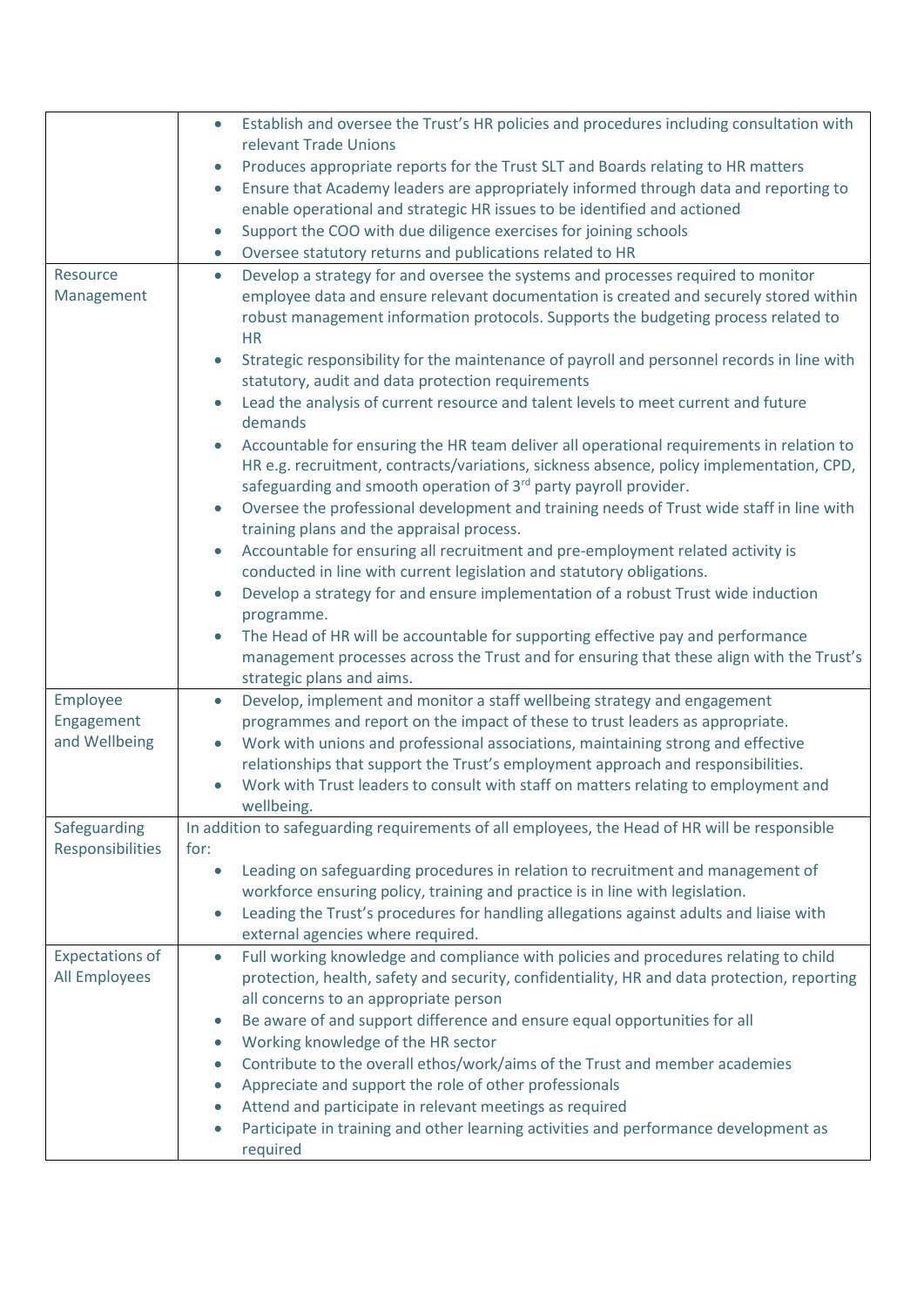| | |
|---|---|
| | • Establish and oversee the Trust's HR policies and procedures including consultation with relevant Trade Unions<br>• Produces appropriate reports for the Trust SLT and Boards relating to HR matters<br>• Ensure that Academy leaders are appropriately informed through data and reporting to enable operational and strategic HR issues to be identified and actioned<br>• Support the COO with due diligence exercises for joining schools<br>• Oversee statutory returns and publications related to HR |
| Resource Management | • Develop a strategy for and oversee the systems and processes required to monitor employee data and ensure relevant documentation is created and securely stored within robust management information protocols. Supports the budgeting process related to HR<br>• Strategic responsibility for the maintenance of payroll and personnel records in line with statutory, audit and data protection requirements<br>• Lead the analysis of current resource and talent levels to meet current and future demands<br>• Accountable for ensuring the HR team deliver all operational requirements in relation to HR e.g. recruitment, contracts/variations, sickness absence, policy implementation, CPD, safeguarding and smooth operation of 3rd party payroll provider.<br>• Oversee the professional development and training needs of Trust wide staff in line with training plans and the appraisal process.<br>• Accountable for ensuring all recruitment and pre-employment related activity is conducted in line with current legislation and statutory obligations.<br>• Develop a strategy for and ensure implementation of a robust Trust wide induction programme.<br>• The Head of HR will be accountable for supporting effective pay and performance management processes across the Trust and for ensuring that these align with the Trust's strategic plans and aims. |
| Employee Engagement and Wellbeing | • Develop, implement and monitor a staff wellbeing strategy and engagement programmes and report on the impact of these to trust leaders as appropriate.<br>• Work with unions and professional associations, maintaining strong and effective relationships that support the Trust's employment approach and responsibilities.<br>• Work with Trust leaders to consult with staff on matters relating to employment and wellbeing. |
| Safeguarding Responsibilities | In addition to safeguarding requirements of all employees, the Head of HR will be responsible for:<br>• Leading on safeguarding procedures in relation to recruitment and management of workforce ensuring policy, training and practice is in line with legislation.<br>• Leading the Trust's procedures for handling allegations against adults and liaise with external agencies where required. |
| Expectations of All Employees | • Full working knowledge and compliance with policies and procedures relating to child protection, health, safety and security, confidentiality, HR and data protection, reporting all concerns to an appropriate person<br>• Be aware of and support difference and ensure equal opportunities for all<br>• Working knowledge of the HR sector<br>• Contribute to the overall ethos/work/aims of the Trust and member academies<br>• Appreciate and support the role of other professionals<br>• Attend and participate in relevant meetings as required<br>• Participate in training and other learning activities and performance development as required |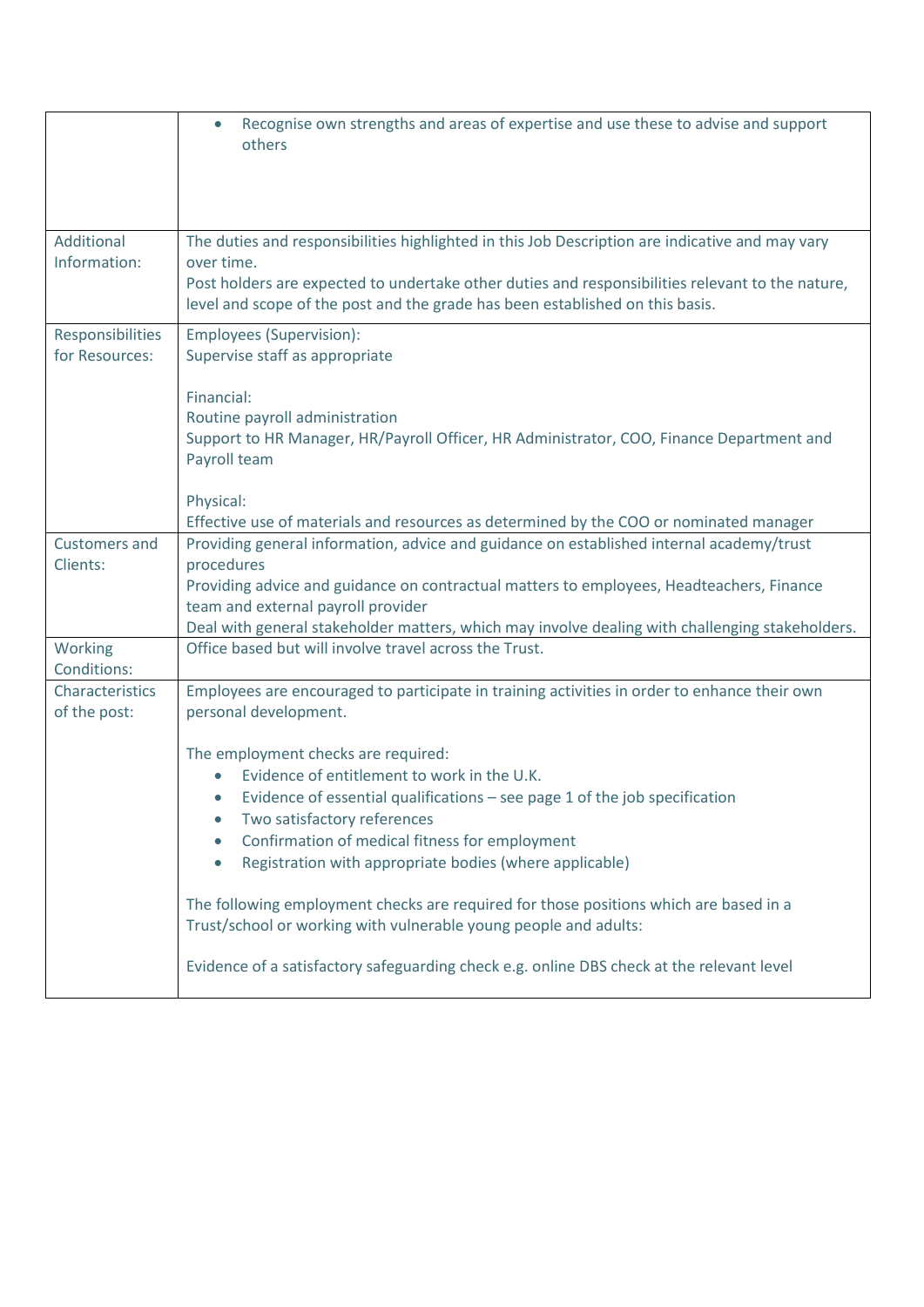| | |
|---|---|
| | • Recognise own strengths and areas of expertise and use these to advise and support others |
| Additional Information: | The duties and responsibilities highlighted in this Job Description are indicative and may vary over time.<br>Post holders are expected to undertake other duties and responsibilities relevant to the nature, level and scope of the post and the grade has been established on this basis. |
| Responsibilities for Resources: | Employees (Supervision):<br>Supervise staff as appropriate<br><br>Financial:<br>Routine payroll administration<br>Support to HR Manager, HR/Payroll Officer, HR Administrator, COO, Finance Department and Payroll team<br><br>Physical:<br>Effective use of materials and resources as determined by the COO or nominated manager |
| Customers and Clients: | Providing general information, advice and guidance on established internal academy/trust procedures<br>Providing advice and guidance on contractual matters to employees, Headteachers, Finance team and external payroll provider<br>Deal with general stakeholder matters, which may involve dealing with challenging stakeholders. |
| Working Conditions: | Office based but will involve travel across the Trust. |
| Characteristics of the post: | Employees are encouraged to participate in training activities in order to enhance their own personal development.<br><br>The employment checks are required:<br>• Evidence of entitlement to work in the U.K.<br>• Evidence of essential qualifications – see page 1 of the job specification<br>• Two satisfactory references<br>• Confirmation of medical fitness for employment<br>• Registration with appropriate bodies (where applicable)<br><br>The following employment checks are required for those positions which are based in a Trust/school or working with vulnerable young people and adults:<br><br>Evidence of a satisfactory safeguarding check e.g. online DBS check at the relevant level |